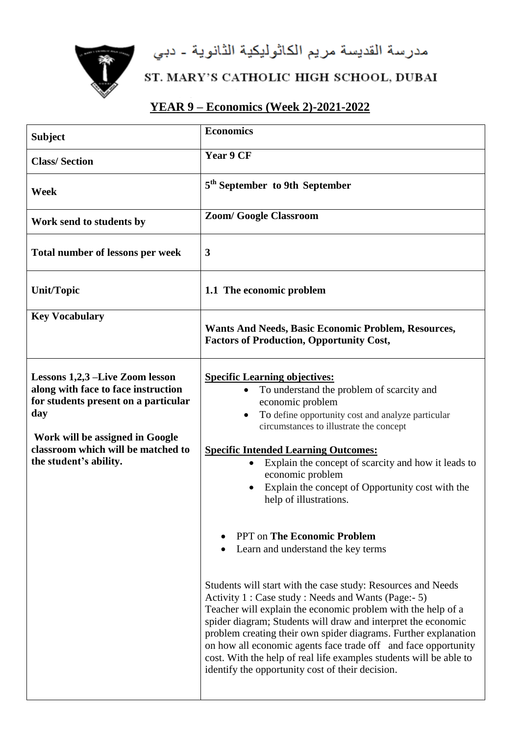مدرسة القديسة مريم الكاثوليكية الثانوية - دبي

ST. MARY'S CATHOLIC HIGH SCHOOL, DUBAI

# YEAR 9 – Economics (Week 2)-2021-2022

| | |
|---|---|
| **Subject** | **Economics** |
| **Class/ Section** | **Year 9 CF** |
| **Week** | **5th September to 9th September** |
| **Work send to students by** | **Zoom/ Google Classroom** |
| **Total number of lessons per week** | **3** |
| **Unit/Topic** | **1.1 The economic problem** |
| **Key Vocabulary** | **Wants And Needs, Basic Economic Problem, Resources, Factors of Production, Opportunity Cost,** |
| **Lessons 1,2,3 –Live Zoom lesson along with face to face instruction for students present on a particular day**<br><br>**Work will be assigned in Google classroom which will be matched to the student's ability.** | **Specific Learning objectives:**<br>• To understand the problem of scarcity and economic problem<br>• To define opportunity cost and analyze particular circumstances to illustrate the concept<br><br>**Specific Intended Learning Outcomes:**<br>• Explain the concept of scarcity and how it leads to economic problem<br>• Explain the concept of Opportunity cost with the help of illustrations.<br><br>• PPT on **The Economic Problem**<br>• Learn and understand the key terms<br><br>Students will start with the case study: Resources and Needs Activity 1 : Case study : Needs and Wants (Page:- 5) Teacher will explain the economic problem with the help of a spider diagram; Students will draw and interpret the economic problem creating their own spider diagrams. Further explanation on how all economic agents face trade off and face opportunity cost. With the help of real life examples students will be able to identify the opportunity cost of their decision. |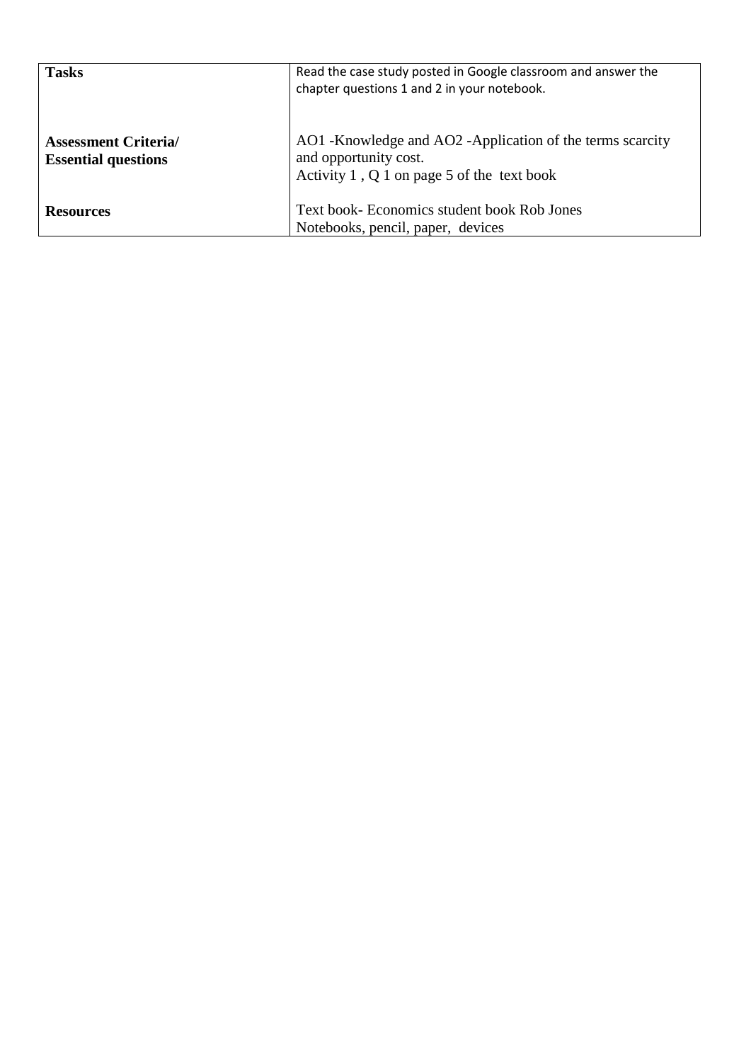| | |
|---|---|
| **Tasks** | Read the case study posted in Google classroom and answer the chapter questions 1 and 2 in your notebook. |
| **Assessment Criteria/ Essential questions** | AO1 -Knowledge and AO2 -Application of the terms scarcity and opportunity cost.<br>Activity 1 , Q 1 on page 5 of the text book |
| **Resources** | Text book- Economics student book Rob Jones<br>Notebooks, pencil, paper, devices |